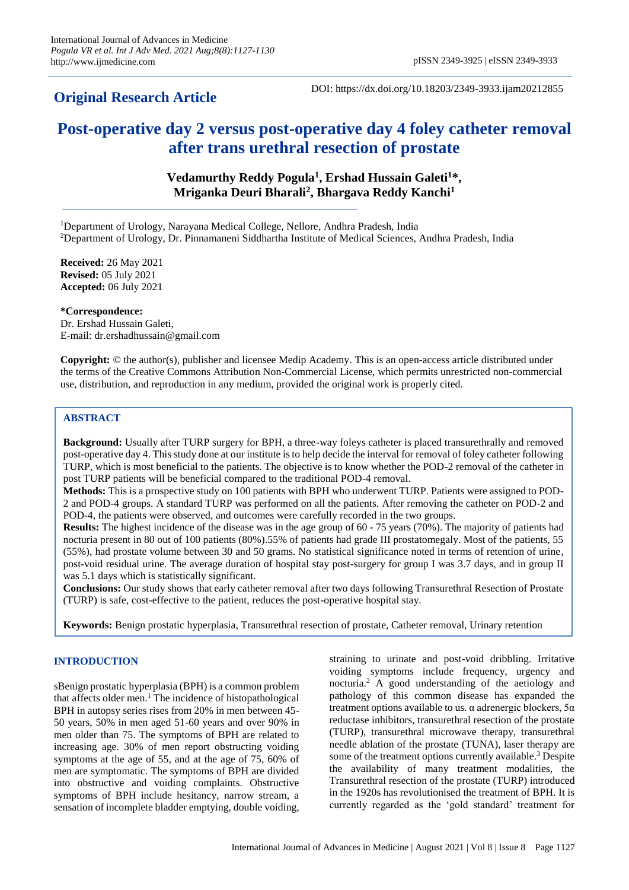## Original Research Article

DOI: https://dx.doi.org/10.18203/2349-3933.ijam20212855

# Post-operative day 2 versus post-operative day 4 foley catheter removal after trans urethral resection of prostate

**Vedamurthy Reddy Pogula[1], Ershad Hussain Galeti[1]*, Mriganka Deuri Bharali[2], Bhargava Reddy Kanchi[1]**

[1]Department of Urology, Narayana Medical College, Nellore, Andhra Pradesh, India
[2]Department of Urology, Dr. Pinnamaneni Siddhartha Institute of Medical Sciences, Andhra Pradesh, India

**Received:** 26 May 2021
**Revised:** 05 July 2021
**Accepted:** 06 July 2021

***Correspondence:**
Dr. Ershad Hussain Galeti,
E-mail: dr.ershadhussain@gmail.com

**Copyright:** © the author(s), publisher and licensee Medip Academy. This is an open-access article distributed under the terms of the Creative Commons Attribution Non-Commercial License, which permits unrestricted non-commercial use, distribution, and reproduction in any medium, provided the original work is properly cited.

## ABSTRACT

**Background:** Usually after TURP surgery for BPH, a three-way foleys catheter is placed transurethrally and removed post-operative day 4. This study done at our institute is to help decide the interval for removal of foley catheter following TURP, which is most beneficial to the patients. The objective is to know whether the POD-2 removal of the catheter in post TURP patients will be beneficial compared to the traditional POD-4 removal.

**Methods:** This is a prospective study on 100 patients with BPH who underwent TURP. Patients were assigned to POD-2 and POD-4 groups. A standard TURP was performed on all the patients. After removing the catheter on POD-2 and POD-4, the patients were observed, and outcomes were carefully recorded in the two groups.

**Results:** The highest incidence of the disease was in the age group of 60 - 75 years (70%). The majority of patients had nocturia present in 80 out of 100 patients (80%).55% of patients had grade III prostatomegaly. Most of the patients, 55 (55%), had prostate volume between 30 and 50 grams. No statistical significance noted in terms of retention of urine, post-void residual urine. The average duration of hospital stay post-surgery for group I was 3.7 days, and in group II was 5.1 days which is statistically significant.

**Conclusions:** Our study shows that early catheter removal after two days following Transurethral Resection of Prostate (TURP) is safe, cost-effective to the patient, reduces the post-operative hospital stay.

**Keywords:** Benign prostatic hyperplasia, Transurethral resection of prostate, Catheter removal, Urinary retention

## INTRODUCTION

sBenign prostatic hyperplasia (BPH) is a common problem that affects older men.[1] The incidence of histopathological BPH in autopsy series rises from 20% in men between 45-50 years, 50% in men aged 51-60 years and over 90% in men older than 75. The symptoms of BPH are related to increasing age. 30% of men report obstructing voiding symptoms at the age of 55, and at the age of 75, 60% of men are symptomatic. The symptoms of BPH are divided into obstructive and voiding complaints. Obstructive symptoms of BPH include hesitancy, narrow stream, a sensation of incomplete bladder emptying, double voiding, straining to urinate and post-void dribbling. Irritative voiding symptoms include frequency, urgency and nocturia.[2] A good understanding of the aetiology and pathology of this common disease has expanded the treatment options available to us. α adrenergic blockers, 5α reductase inhibitors, transurethral resection of the prostate (TURP), transurethral microwave therapy, transurethral needle ablation of the prostate (TUNA), laser therapy are some of the treatment options currently available.[3] Despite the availability of many treatment modalities, the Transurethral resection of the prostate (TURP) introduced in the 1920s has revolutionised the treatment of BPH. It is currently regarded as the 'gold standard' treatment for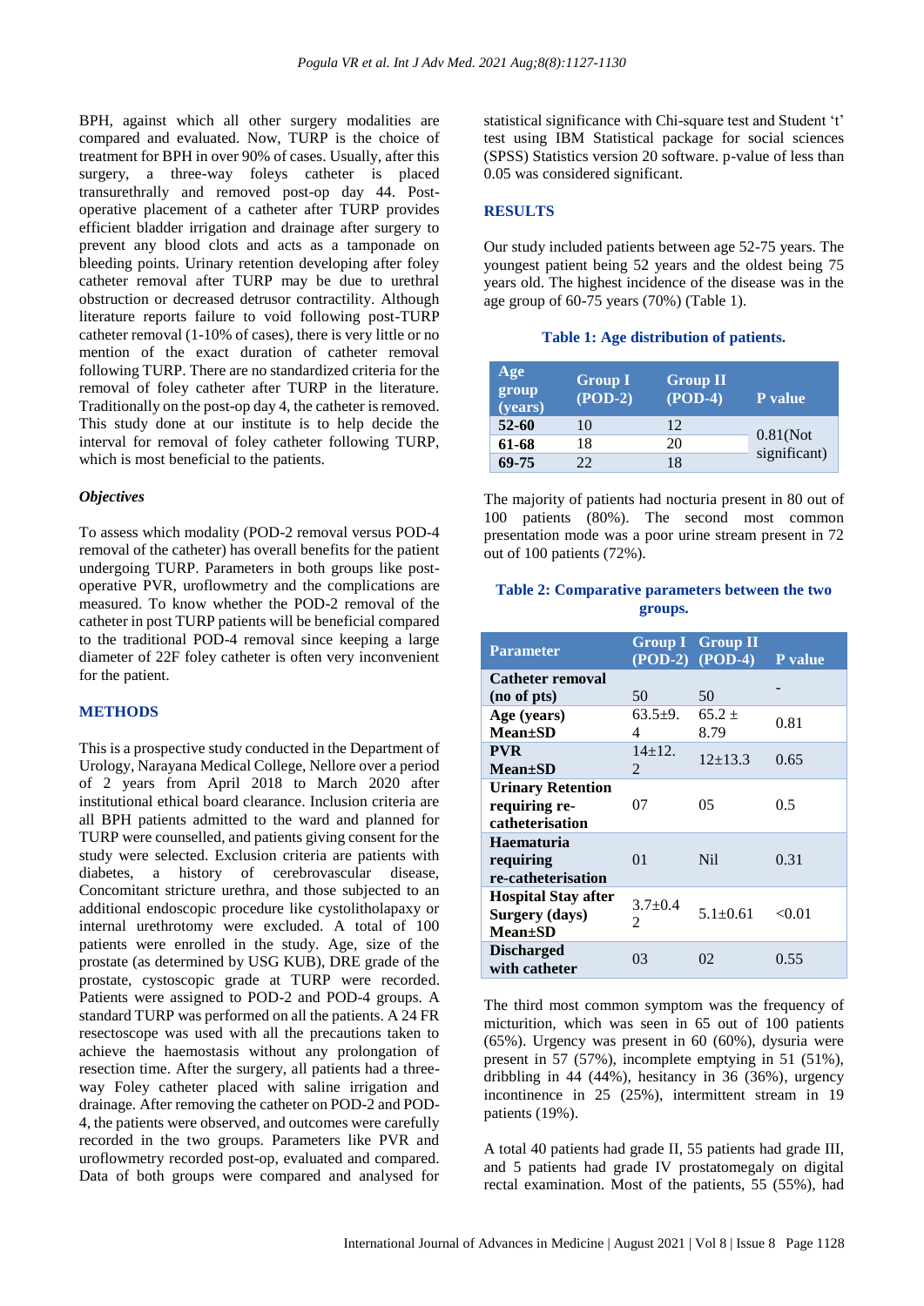BPH, against which all other surgery modalities are compared and evaluated. Now, TURP is the choice of treatment for BPH in over 90% of cases. Usually, after this surgery, a three-way foleys catheter is placed transurethrally and removed post-op day 44. Post-operative placement of a catheter after TURP provides efficient bladder irrigation and drainage after surgery to prevent any blood clots and acts as a tamponade on bleeding points. Urinary retention developing after foley catheter removal after TURP may be due to urethral obstruction or decreased detrusor contractility. Although literature reports failure to void following post-TURP catheter removal (1-10% of cases), there is very little or no mention of the exact duration of catheter removal following TURP. There are no standardized criteria for the removal of foley catheter after TURP in the literature. Traditionally on the post-op day 4, the catheter is removed. This study done at our institute is to help decide the interval for removal of foley catheter following TURP, which is most beneficial to the patients.

### *Objectives*

To assess which modality (POD-2 removal versus POD-4 removal of the catheter) has overall benefits for the patient undergoing TURP. Parameters in both groups like post-operative PVR, uroflowmetry and the complications are measured. To know whether the POD-2 removal of the catheter in post TURP patients will be beneficial compared to the traditional POD-4 removal since keeping a large diameter of 22F foley catheter is often very inconvenient for the patient.

## METHODS

This is a prospective study conducted in the Department of Urology, Narayana Medical College, Nellore over a period of 2 years from April 2018 to March 2020 after institutional ethical board clearance. Inclusion criteria are all BPH patients admitted to the ward and planned for TURP were counselled, and patients giving consent for the study were selected. Exclusion criteria are patients with diabetes, a history of cerebrovascular disease, Concomitant stricture urethra, and those subjected to an additional endoscopic procedure like cystolitholapaxy or internal urethrotomy were excluded. A total of 100 patients were enrolled in the study. Age, size of the prostate (as determined by USG KUB), DRE grade of the prostate, cystoscopic grade at TURP were recorded. Patients were assigned to POD-2 and POD-4 groups. A standard TURP was performed on all the patients. A 24 FR resectoscope was used with all the precautions taken to achieve the haemostasis without any prolongation of resection time. After the surgery, all patients had a three-way Foley catheter placed with saline irrigation and drainage. After removing the catheter on POD-2 and POD-4, the patients were observed, and outcomes were carefully recorded in the two groups. Parameters like PVR and uroflowmetry recorded post-op, evaluated and compared. Data of both groups were compared and analysed for statistical significance with Chi-square test and Student 't' test using IBM Statistical package for social sciences (SPSS) Statistics version 20 software. p-value of less than 0.05 was considered significant.

## RESULTS

Our study included patients between age 52-75 years. The youngest patient being 52 years and the oldest being 75 years old. The highest incidence of the disease was in the age group of 60-75 years (70%) (Table 1).

**Table 1: Age distribution of patients.**

| Age group (years) | Group I (POD-2) | Group II (POD-4) | P value |
|---|---|---|---|
| 52-60 | 10 | 12 | 0.81(Not significant) |
| 61-68 | 18 | 20 | |
| 69-75 | 22 | 18 | |

The majority of patients had nocturia present in 80 out of 100 patients (80%). The second most common presentation mode was a poor urine stream present in 72 out of 100 patients (72%).

**Table 2: Comparative parameters between the two groups.**

| Parameter | Group I (POD-2) | Group II (POD-4) | P value |
|---|---|---|---|
| Catheter removal (no of pts) | 50 | 50 | - |
| Age (years) Mean±SD | 63.5±9.4 | 65.2 ± 8.79 | 0.81 |
| PVR Mean±SD | 14±12.2 | 12±13.3 | 0.65 |
| Urinary Retention requiring re-catheterisation | 07 | 05 | 0.5 |
| Haematuria requiring re-catheterisation | 01 | Nil | 0.31 |
| Hospital Stay after Surgery (days) Mean±SD | 3.7±0.42 | 5.1±0.61 | <0.01 |
| Discharged with catheter | 03 | 02 | 0.55 |

The third most common symptom was the frequency of micturition, which was seen in 65 out of 100 patients (65%). Urgency was present in 60 (60%), dysuria were present in 57 (57%), incomplete emptying in 51 (51%), dribbling in 44 (44%), hesitancy in 36 (36%), urgency incontinence in 25 (25%), intermittent stream in 19 patients (19%).

A total 40 patients had grade II, 55 patients had grade III, and 5 patients had grade IV prostatomegaly on digital rectal examination. Most of the patients, 55 (55%), had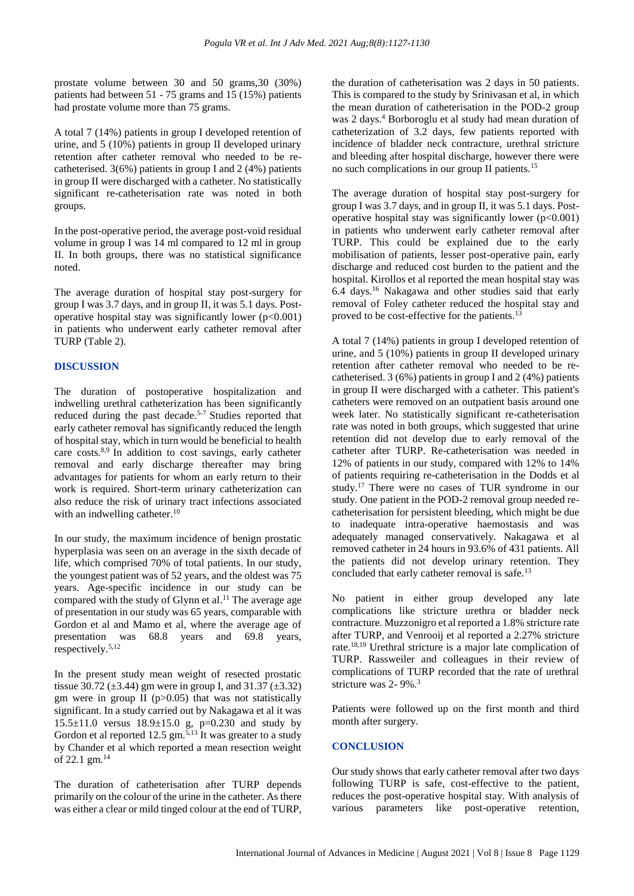prostate volume between 30 and 50 grams,30 (30%) patients had between 51 - 75 grams and 15 (15%) patients had prostate volume more than 75 grams.

A total 7 (14%) patients in group I developed retention of urine, and 5 (10%) patients in group II developed urinary retention after catheter removal who needed to be re-catheterised. 3(6%) patients in group I and 2 (4%) patients in group II were discharged with a catheter. No statistically significant re-catheterisation rate was noted in both groups.

In the post-operative period, the average post-void residual volume in group I was 14 ml compared to 12 ml in group II. In both groups, there was no statistical significance noted.

The average duration of hospital stay post-surgery for group I was 3.7 days, and in group II, it was 5.1 days. Post-operative hospital stay was significantly lower ($p<0.001$) in patients who underwent early catheter removal after TURP (Table 2).

## DISCUSSION

The duration of postoperative hospitalization and indwelling urethral catheterization has been significantly reduced during the past decade.[5-7] Studies reported that early catheter removal has significantly reduced the length of hospital stay, which in turn would be beneficial to health care costs.[8,9] In addition to cost savings, early catheter removal and early discharge thereafter may bring advantages for patients for whom an early return to their work is required. Short-term urinary catheterization can also reduce the risk of urinary tract infections associated with an indwelling catheter.[10]

In our study, the maximum incidence of benign prostatic hyperplasia was seen on an average in the sixth decade of life, which comprised 70% of total patients. In our study, the youngest patient was of 52 years, and the oldest was 75 years. Age-specific incidence in our study can be compared with the study of Glynn et al.[11] The average age of presentation in our study was 65 years, comparable with Gordon et al and Mamo et al, where the average age of presentation was 68.8 years and 69.8 years, respectively.[5,12]

In the present study mean weight of resected prostatic tissue 30.72 (±3.44) gm were in group I, and 31.37 (±3.32) gm were in group II ($p>0.05$) that was not statistically significant. In a study carried out by Nakagawa et al it was 15.5±11.0 versus 18.9±15.0 g, $p=0.230$ and study by Gordon et al reported 12.5 gm.[5,13] It was greater to a study by Chander et al which reported a mean resection weight of 22.1 gm.[14]

The duration of catheterisation after TURP depends primarily on the colour of the urine in the catheter. As there was either a clear or mild tinged colour at the end of TURP, the duration of catheterisation was 2 days in 50 patients. This is compared to the study by Srinivasan et al, in which the mean duration of catheterisation in the POD-2 group was 2 days.[4] Borboroglu et al study had mean duration of catheterization of 3.2 days, few patients reported with incidence of bladder neck contracture, urethral stricture and bleeding after hospital discharge, however there were no such complications in our group II patients.[15]

The average duration of hospital stay post-surgery for group I was 3.7 days, and in group II, it was 5.1 days. Post-operative hospital stay was significantly lower ($p<0.001$) in patients who underwent early catheter removal after TURP. This could be explained due to the early mobilisation of patients, lesser post-operative pain, early discharge and reduced cost burden to the patient and the hospital. Kirollos et al reported the mean hospital stay was 6.4 days.[16] Nakagawa and other studies said that early removal of Foley catheter reduced the hospital stay and proved to be cost-effective for the patients.[13]

A total 7 (14%) patients in group I developed retention of urine, and 5 (10%) patients in group II developed urinary retention after catheter removal who needed to be re-catheterised. 3 (6%) patients in group I and 2 (4%) patients in group II were discharged with a catheter. This patient's catheters were removed on an outpatient basis around one week later. No statistically significant re-catheterisation rate was noted in both groups, which suggested that urine retention did not develop due to early removal of the catheter after TURP. Re-catheterisation was needed in 12% of patients in our study, compared with 12% to 14% of patients requiring re-catheterisation in the Dodds et al study.[17] There were no cases of TUR syndrome in our study. One patient in the POD-2 removal group needed re-catheterisation for persistent bleeding, which might be due to inadequate intra-operative haemostasis and was adequately managed conservatively. Nakagawa et al removed catheter in 24 hours in 93.6% of 431 patients. All the patients did not develop urinary retention. They concluded that early catheter removal is safe.[13]

No patient in either group developed any late complications like stricture urethra or bladder neck contracture. Muzzonigro et al reported a 1.8% stricture rate after TURP, and Venrooij et al reported a 2.27% stricture rate.[18,19] Urethral stricture is a major late complication of TURP. Rassweiler and colleagues in their review of complications of TURP recorded that the rate of urethral stricture was 2- 9%.[3]

Patients were followed up on the first month and third month after surgery.

## CONCLUSION

Our study shows that early catheter removal after two days following TURP is safe, cost-effective to the patient, reduces the post-operative hospital stay. With analysis of various parameters like post-operative retention,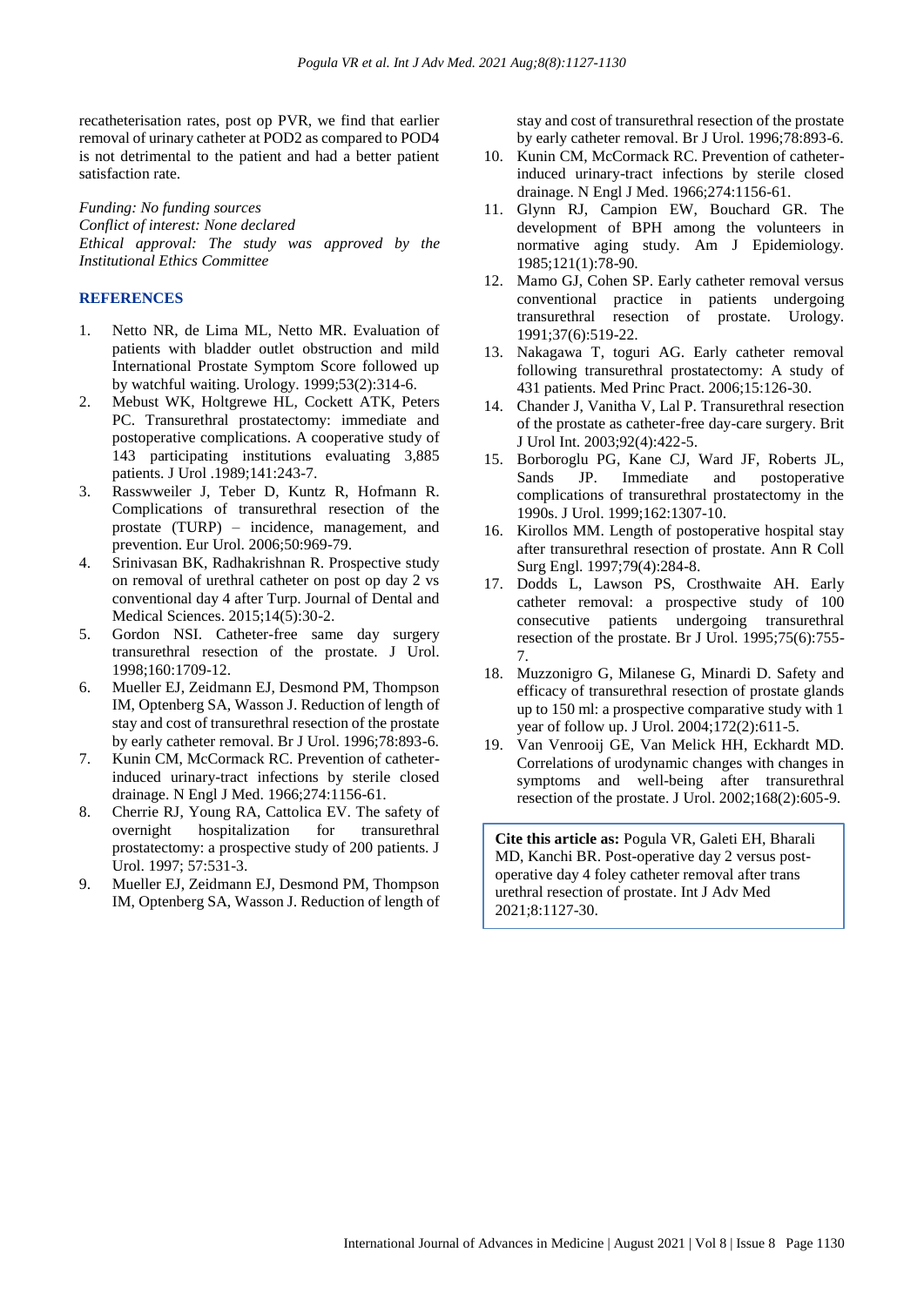recatheterisation rates, post op PVR, we find that earlier removal of urinary catheter at POD2 as compared to POD4 is not detrimental to the patient and had a better patient satisfaction rate.

*Funding: No funding sources*
*Conflict of interest: None declared*
*Ethical approval: The study was approved by the Institutional Ethics Committee*

## REFERENCES

1. Netto NR, de Lima ML, Netto MR. Evaluation of patients with bladder outlet obstruction and mild International Prostate Symptom Score followed up by watchful waiting. Urology. 1999;53(2):314-6.
2. Mebust WK, Holtgrewe HL, Cockett ATK, Peters PC. Transurethral prostatectomy: immediate and postoperative complications. A cooperative study of 143 participating institutions evaluating 3,885 patients. J Urol .1989;141:243-7.
3. Rasswweiler J, Teber D, Kuntz R, Hofmann R. Complications of transurethral resection of the prostate (TURP) – incidence, management, and prevention. Eur Urol. 2006;50:969-79.
4. Srinivasan BK, Radhakrishnan R. Prospective study on removal of urethral catheter on post op day 2 vs conventional day 4 after Turp. Journal of Dental and Medical Sciences. 2015;14(5):30-2.
5. Gordon NSI. Catheter-free same day surgery transurethral resection of the prostate. J Urol. 1998;160:1709-12.
6. Mueller EJ, Zeidmann EJ, Desmond PM, Thompson IM, Optenberg SA, Wasson J. Reduction of length of stay and cost of transurethral resection of the prostate by early catheter removal. Br J Urol. 1996;78:893-6.
7. Kunin CM, McCormack RC. Prevention of catheter-induced urinary-tract infections by sterile closed drainage. N Engl J Med. 1966;274:1156-61.
8. Cherrie RJ, Young RA, Cattolica EV. The safety of overnight hospitalization for transurethral prostatectomy: a prospective study of 200 patients. J Urol. 1997; 57:531-3.
9. Mueller EJ, Zeidmann EJ, Desmond PM, Thompson IM, Optenberg SA, Wasson J. Reduction of length of stay and cost of transurethral resection of the prostate by early catheter removal. Br J Urol. 1996;78:893-6.
10. Kunin CM, McCormack RC. Prevention of catheter-induced urinary-tract infections by sterile closed drainage. N Engl J Med. 1966;274:1156-61.
11. Glynn RJ, Campion EW, Bouchard GR. The development of BPH among the volunteers in normative aging study. Am J Epidemiology. 1985;121(1):78-90.
12. Mamo GJ, Cohen SP. Early catheter removal versus conventional practice in patients undergoing transurethral resection of prostate. Urology. 1991;37(6):519-22.
13. Nakagawa T, toguri AG. Early catheter removal following transurethral prostatectomy: A study of 431 patients. Med Princ Pract. 2006;15:126-30.
14. Chander J, Vanitha V, Lal P. Transurethral resection of the prostate as catheter-free day-care surgery. Brit J Urol Int. 2003;92(4):422-5.
15. Borboroglu PG, Kane CJ, Ward JF, Roberts JL, Sands JP. Immediate and postoperative complications of transurethral prostatectomy in the 1990s. J Urol. 1999;162:1307-10.
16. Kirollos MM. Length of postoperative hospital stay after transurethral resection of prostate. Ann R Coll Surg Engl. 1997;79(4):284-8.
17. Dodds L, Lawson PS, Crosthwaite AH. Early catheter removal: a prospective study of 100 consecutive patients undergoing transurethral resection of the prostate. Br J Urol. 1995;75(6):755-7.
18. Muzzonigro G, Milanese G, Minardi D. Safety and efficacy of transurethral resection of prostate glands up to 150 ml: a prospective comparative study with 1 year of follow up. J Urol. 2004;172(2):611-5.
19. Van Venrooij GE, Van Melick HH, Eckhardt MD. Correlations of urodynamic changes with changes in symptoms and well-being after transurethral resection of the prostate. J Urol. 2002;168(2):605-9.

**Cite this article as:** Pogula VR, Galeti EH, Bharali MD, Kanchi BR. Post-operative day 2 versus post-operative day 4 foley catheter removal after trans urethral resection of prostate. Int J Adv Med 2021;8:1127-30.